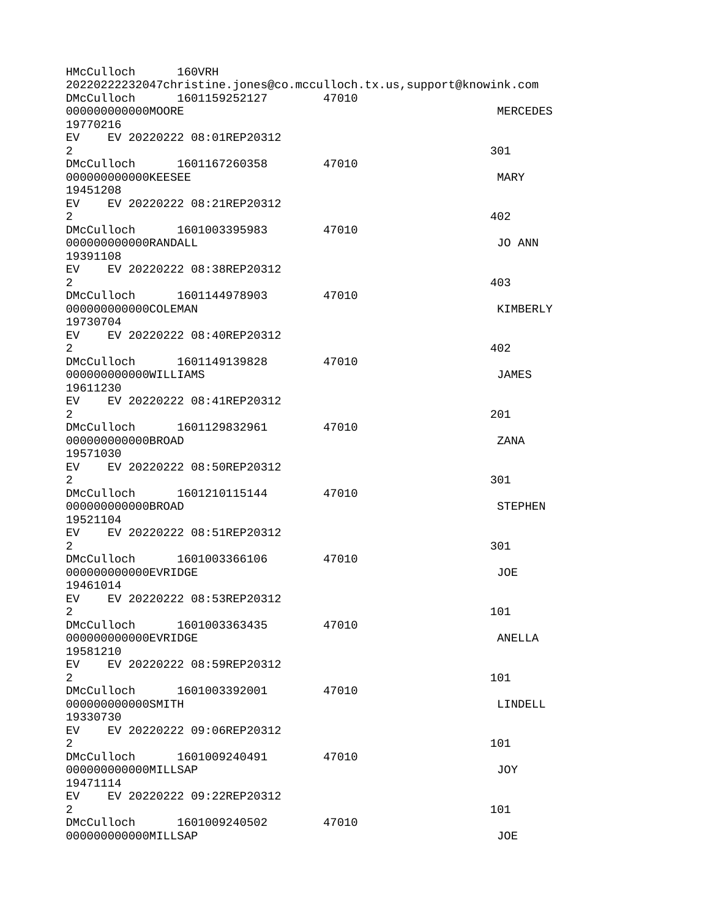```
HMcCulloch      160VRH
20220222232047christine.jones@co.mcculloch.tx.us,support@knowink.com
DMcCulloch      1601159252127       47010
000000000000MOORE                                                   MERCEDES
19770216
EV    EV 20220222 08:01REP20312
2                                                                  301
DMcCulloch      1601167260358       47010
000000000000KEESEE                                                  MARY
19451208
EV    EV 20220222 08:21REP20312
2                                                                  402
DMcCulloch      1601003395983       47010
000000000000RANDALL                                                 JO ANN
19391108
EV    EV 20220222 08:38REP20312
2                                                                  403
DMcCulloch      1601144978903       47010
000000000000COLEMAN                                                 KIMBERLY
19730704
EV    EV 20220222 08:40REP20312
2                                                                  402
DMcCulloch      1601149139828       47010
000000000000WILLIAMS                                                JAMES
19611230
EV    EV 20220222 08:41REP20312
2                                                                  201
DMcCulloch      1601129832961       47010
000000000000BROAD                                                   ZANA
19571030
EV    EV 20220222 08:50REP20312
2                                                                  301
DMcCulloch      1601210115144       47010
000000000000BROAD                                                   STEPHEN
19521104
EV    EV 20220222 08:51REP20312
2                                                                  301
DMcCulloch      1601003366106       47010
000000000000EVRIDGE                                                 JOE
19461014
EV    EV 20220222 08:53REP20312
2                                                                  101
DMcCulloch      1601003363435       47010
000000000000EVRIDGE                                                 ANELLA
19581210
EV    EV 20220222 08:59REP20312
2                                                                  101
DMcCulloch      1601003392001       47010
000000000000SMITH                                                   LINDELL
19330730
EV    EV 20220222 09:06REP20312
2                                                                  101
DMcCulloch      1601009240491       47010
000000000000MILLSAP                                                 JOY
19471114
EV    EV 20220222 09:22REP20312
2                                                                  101
DMcCulloch      1601009240502       47010
000000000000MILLSAP                                                 JOE
```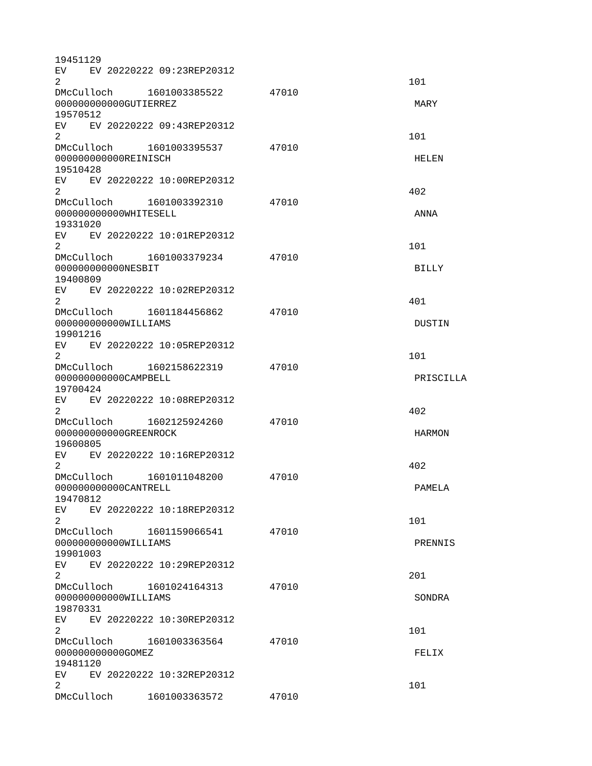```
19451129
EV    EV 20220222 09:23REP20312
2                                                                  101
DMcCulloch      1601003385522       47010
000000000000GUTIERREZ                                               MARY
19570512
EV    EV 20220222 09:43REP20312
2                                                                  101
DMcCulloch      1601003395537       47010
000000000000REINISCH                                                HELEN
19510428
EV    EV 20220222 10:00REP20312
2                                                                  402
DMcCulloch      1601003392310       47010
000000000000WHITESELL                                               ANNA
19331020
EV    EV 20220222 10:01REP20312
2                                                                  101
DMcCulloch      1601003379234       47010
000000000000NESBIT                                                  BILLY
19400809
EV    EV 20220222 10:02REP20312
2                                                                  401
DMcCulloch      1601184456862       47010
000000000000WILLIAMS                                                DUSTIN
19901216
EV    EV 20220222 10:05REP20312
2                                                                  101
DMcCulloch      1602158622319       47010
000000000000CAMPBELL                                                PRISCILLA
19700424
EV    EV 20220222 10:08REP20312
2                                                                  402
DMcCulloch      1602125924260       47010
000000000000GREENROCK                                               HARMON
19600805
EV    EV 20220222 10:16REP20312
2                                                                  402
DMcCulloch      1601011048200       47010
000000000000CANTRELL                                                PAMELA
19470812
EV    EV 20220222 10:18REP20312
2                                                                  101
DMcCulloch      1601159066541       47010
000000000000WILLIAMS                                                PRENNIS
19901003
EV    EV 20220222 10:29REP20312
2                                                                  201
DMcCulloch      1601024164313       47010
000000000000WILLIAMS                                                SONDRA
19870331
EV    EV 20220222 10:30REP20312
2                                                                  101
DMcCulloch      1601003363564       47010
000000000000GOMEZ                                                   FELIX
19481120
EV    EV 20220222 10:32REP20312
2                                                                  101
DMcCulloch      1601003363572       47010
```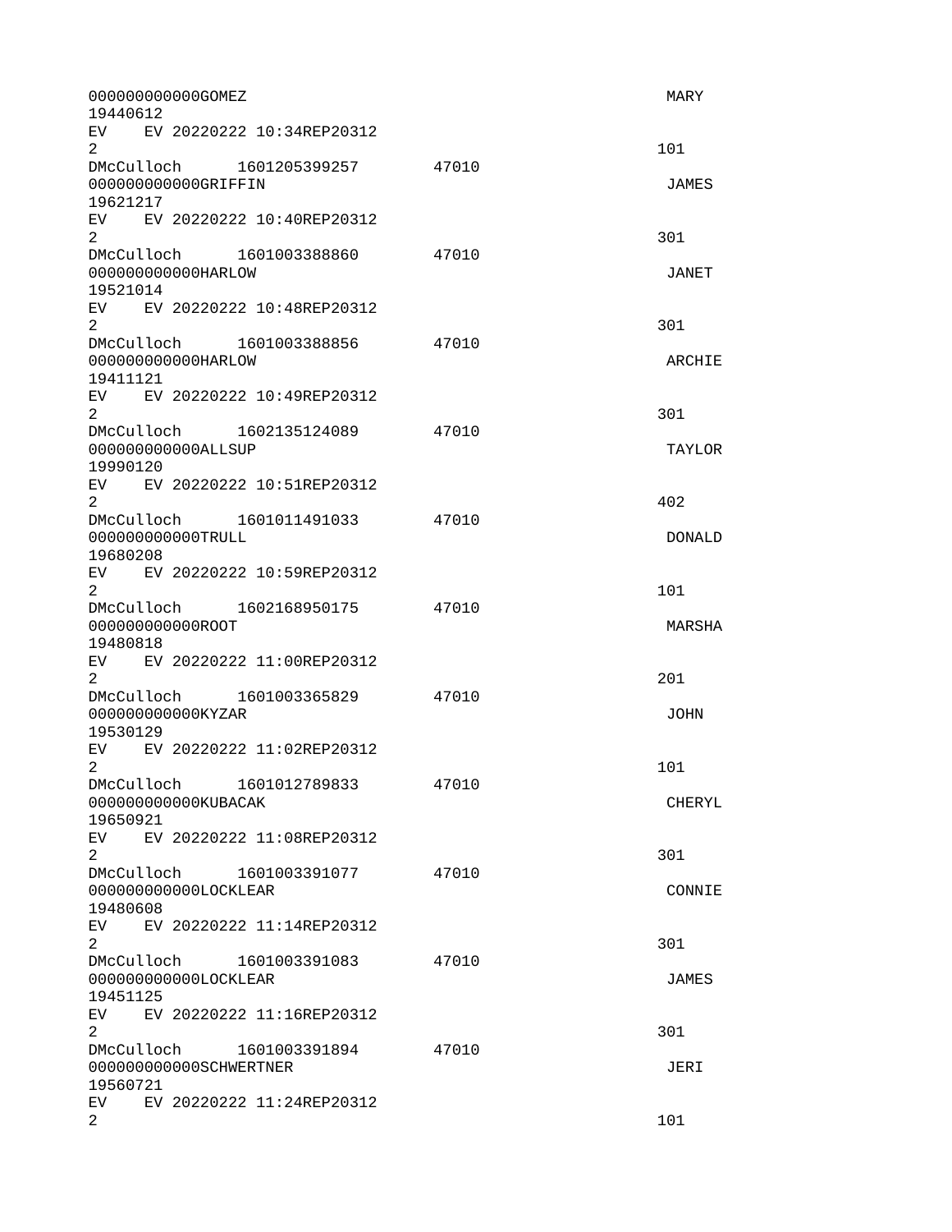```
000000000000GOMEZ                                            MARY
19440612
EV    EV 20220222 10:34REP20312
2                                                           101
DMcCulloch      1601205399257       47010
000000000000GRIFFIN                                          JAMES
19621217
EV    EV 20220222 10:40REP20312
2                                                           301
DMcCulloch      1601003388860       47010
000000000000HARLOW                                           JANET
19521014
EV    EV 20220222 10:48REP20312
2                                                           301
DMcCulloch      1601003388856       47010
000000000000HARLOW                                           ARCHIE
19411121
EV    EV 20220222 10:49REP20312
2                                                           301
DMcCulloch      1602135124089       47010
000000000000ALLSUP                                           TAYLOR
19990120
EV    EV 20220222 10:51REP20312
2                                                           402
DMcCulloch      1601011491033       47010
000000000000TRULL                                            DONALD
19680208
EV    EV 20220222 10:59REP20312
2                                                           101
DMcCulloch      1602168950175       47010
000000000000ROOT                                             MARSHA
19480818
EV    EV 20220222 11:00REP20312
2                                                           201
DMcCulloch      1601003365829       47010
000000000000KYZAR                                            JOHN
19530129
EV    EV 20220222 11:02REP20312
2                                                           101
DMcCulloch      1601012789833       47010
000000000000KUBACAK                                          CHERYL
19650921
EV    EV 20220222 11:08REP20312
2                                                           301
DMcCulloch      1601003391077       47010
000000000000LOCKLEAR                                         CONNIE
19480608
EV    EV 20220222 11:14REP20312
2                                                           301
DMcCulloch      1601003391083       47010
000000000000LOCKLEAR                                         JAMES
19451125
EV    EV 20220222 11:16REP20312
2                                                           301
DMcCulloch      1601003391894       47010
000000000000SCHWERTNER                                       JERI
19560721
EV    EV 20220222 11:24REP20312
2                                                           101
```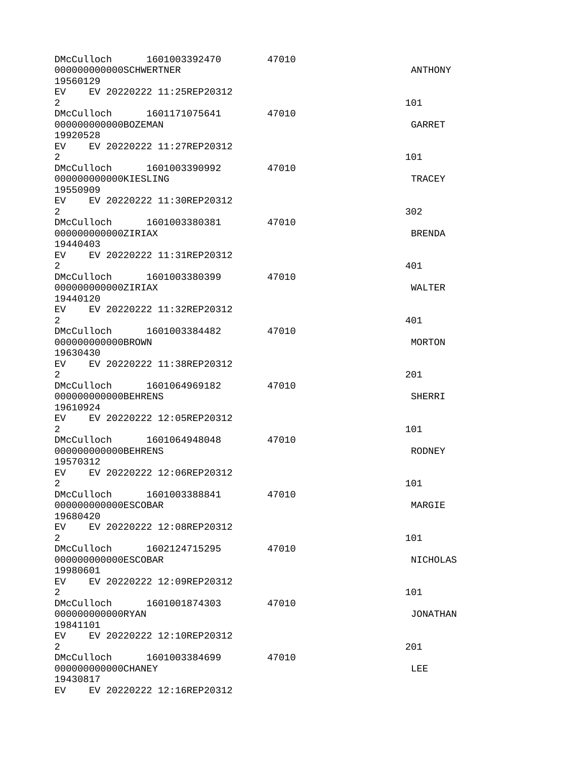```
DMcCulloch      1601003392470       47010
000000000000SCHWERTNER                                                  ANTHONY
19560129
EV    EV 20220222 11:25REP20312
2                                                                      101
DMcCulloch      1601171075641       47010
000000000000BOZEMAN                                                     GARRET
19920528
EV    EV 20220222 11:27REP20312
2                                                                      101
DMcCulloch      1601003390992       47010
000000000000KIESLING                                                    TRACEY
19550909
EV    EV 20220222 11:30REP20312
2                                                                      302
DMcCulloch      1601003380381       47010
000000000000ZIRIAX                                                      BRENDA
19440403
EV    EV 20220222 11:31REP20312
2                                                                      401
DMcCulloch      1601003380399       47010
000000000000ZIRIAX                                                      WALTER
19440120
EV    EV 20220222 11:32REP20312
2                                                                      401
DMcCulloch      1601003384482       47010
000000000000BROWN                                                       MORTON
19630430
EV    EV 20220222 11:38REP20312
2                                                                      201
DMcCulloch      1601064969182       47010
000000000000BEHRENS                                                     SHERRI
19610924
EV    EV 20220222 12:05REP20312
2                                                                      101
DMcCulloch      1601064948048       47010
000000000000BEHRENS                                                     RODNEY
19570312
EV    EV 20220222 12:06REP20312
2                                                                      101
DMcCulloch      1601003388841       47010
000000000000ESCOBAR                                                     MARGIE
19680420
EV    EV 20220222 12:08REP20312
2                                                                      101
DMcCulloch      1602124715295       47010
000000000000ESCOBAR                                                     NICHOLAS
19980601
EV    EV 20220222 12:09REP20312
2                                                                      101
DMcCulloch      1601001874303       47010
000000000000RYAN                                                        JONATHAN
19841101
EV    EV 20220222 12:10REP20312
2                                                                      201
DMcCulloch      1601003384699       47010
000000000000CHANEY                                                      LEE
19430817
EV    EV 20220222 12:16REP20312
```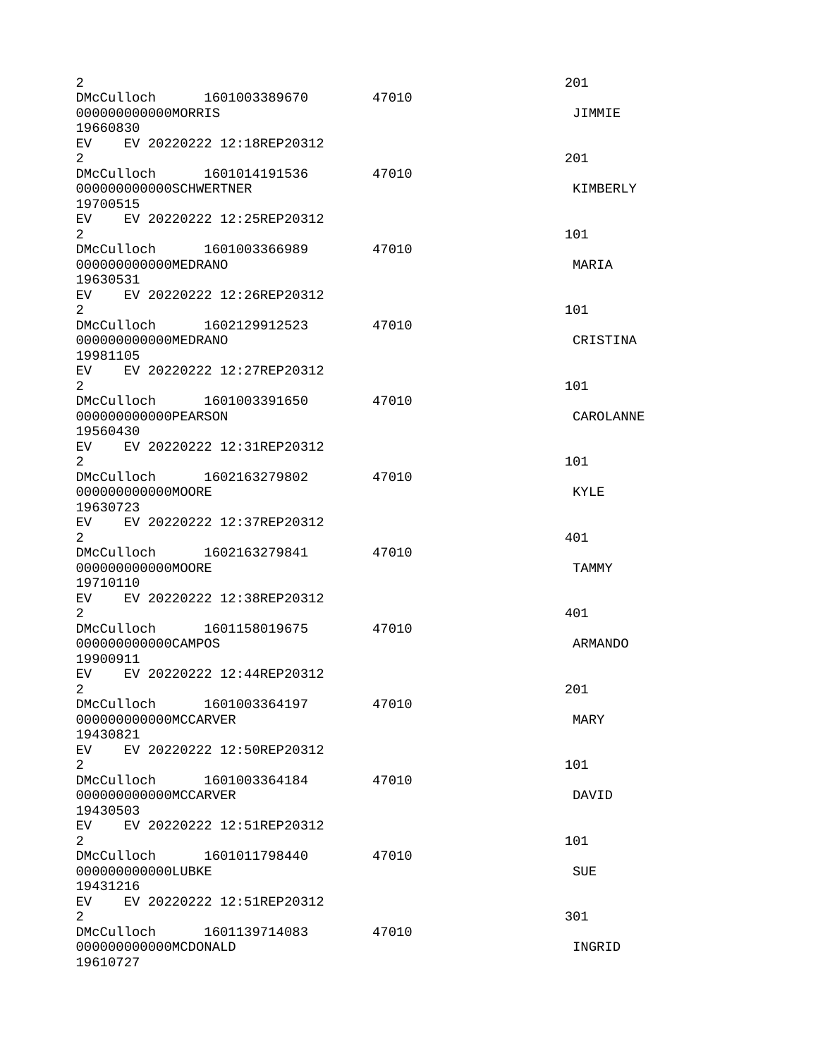```
2                                                                    201
DMcCulloch      1601003389670       47010
000000000000MORRIS                                                    JIMMIE
19660830
EV    EV 20220222 12:18REP20312
2                                                                    201
DMcCulloch      1601014191536       47010
000000000000SCHWERTNER                                                KIMBERLY
19700515
EV    EV 20220222 12:25REP20312
2                                                                    101
DMcCulloch      1601003366989       47010
000000000000MEDRANO                                                   MARIA
19630531
EV    EV 20220222 12:26REP20312
2                                                                    101
DMcCulloch      1602129912523       47010
000000000000MEDRANO                                                   CRISTINA
19981105
EV    EV 20220222 12:27REP20312
2                                                                    101
DMcCulloch      1601003391650       47010
000000000000PEARSON                                                   CAROLANNE
19560430
EV    EV 20220222 12:31REP20312
2                                                                    101
DMcCulloch      1602163279802       47010
000000000000MOORE                                                     KYLE
19630723
EV    EV 20220222 12:37REP20312
2                                                                    401
DMcCulloch      1602163279841       47010
000000000000MOORE                                                     TAMMY
19710110
EV    EV 20220222 12:38REP20312
2                                                                    401
DMcCulloch      1601158019675       47010
000000000000CAMPOS                                                    ARMANDO
19900911
EV    EV 20220222 12:44REP20312
2                                                                    201
DMcCulloch      1601003364197       47010
000000000000MCCARVER                                                  MARY
19430821
EV    EV 20220222 12:50REP20312
2                                                                    101
DMcCulloch      1601003364184       47010
000000000000MCCARVER                                                  DAVID
19430503
EV    EV 20220222 12:51REP20312
2                                                                    101
DMcCulloch      1601011798440       47010
000000000000LUBKE                                                     SUE
19431216
EV    EV 20220222 12:51REP20312
2                                                                    301
DMcCulloch      1601139714083       47010
000000000000MCDONALD                                                  INGRID
19610727
```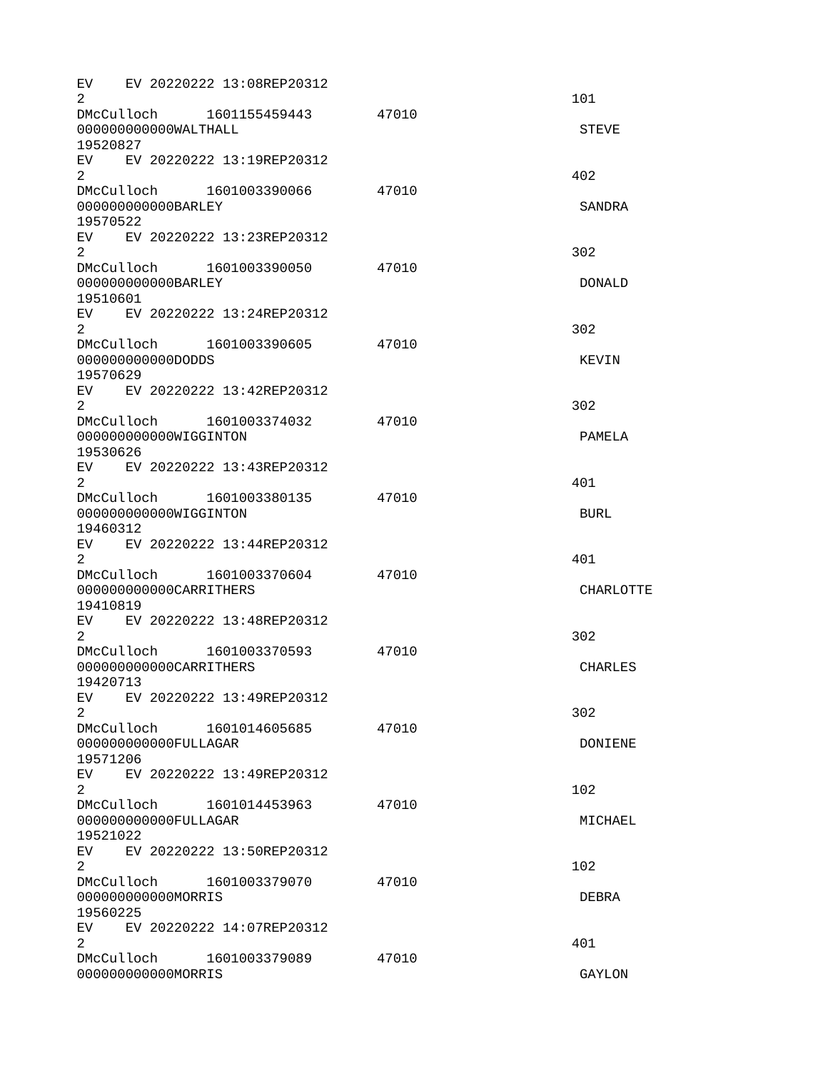```
EV    EV 20220222 13:08REP20312
2                                                                  101
DMcCulloch      1601155459443       47010
000000000000WALTHALL                                               STEVE
19520827
EV    EV 20220222 13:19REP20312
2                                                                  402
DMcCulloch      1601003390066       47010
000000000000BARLEY                                                 SANDRA
19570522
EV    EV 20220222 13:23REP20312
2                                                                  302
DMcCulloch      1601003390050       47010
000000000000BARLEY                                                 DONALD
19510601
EV    EV 20220222 13:24REP20312
2                                                                  302
DMcCulloch      1601003390605       47010
000000000000DODDS                                                  KEVIN
19570629
EV    EV 20220222 13:42REP20312
2                                                                  302
DMcCulloch      1601003374032       47010
000000000000WIGGINTON                                              PAMELA
19530626
EV    EV 20220222 13:43REP20312
2                                                                  401
DMcCulloch      1601003380135       47010
000000000000WIGGINTON                                              BURL
19460312
EV    EV 20220222 13:44REP20312
2                                                                  401
DMcCulloch      1601003370604       47010
000000000000CARRITHERS                                             CHARLOTTE
19410819
EV    EV 20220222 13:48REP20312
2                                                                  302
DMcCulloch      1601003370593       47010
000000000000CARRITHERS                                             CHARLES
19420713
EV    EV 20220222 13:49REP20312
2                                                                  302
DMcCulloch      1601014605685       47010
000000000000FULLAGAR                                               DONIENE
19571206
EV    EV 20220222 13:49REP20312
2                                                                  102
DMcCulloch      1601014453963       47010
000000000000FULLAGAR                                               MICHAEL
19521022
EV    EV 20220222 13:50REP20312
2                                                                  102
DMcCulloch      1601003379070       47010
000000000000MORRIS                                                 DEBRA
19560225
EV    EV 20220222 14:07REP20312
2                                                                  401
DMcCulloch      1601003379089       47010
000000000000MORRIS                                                 GAYLON
```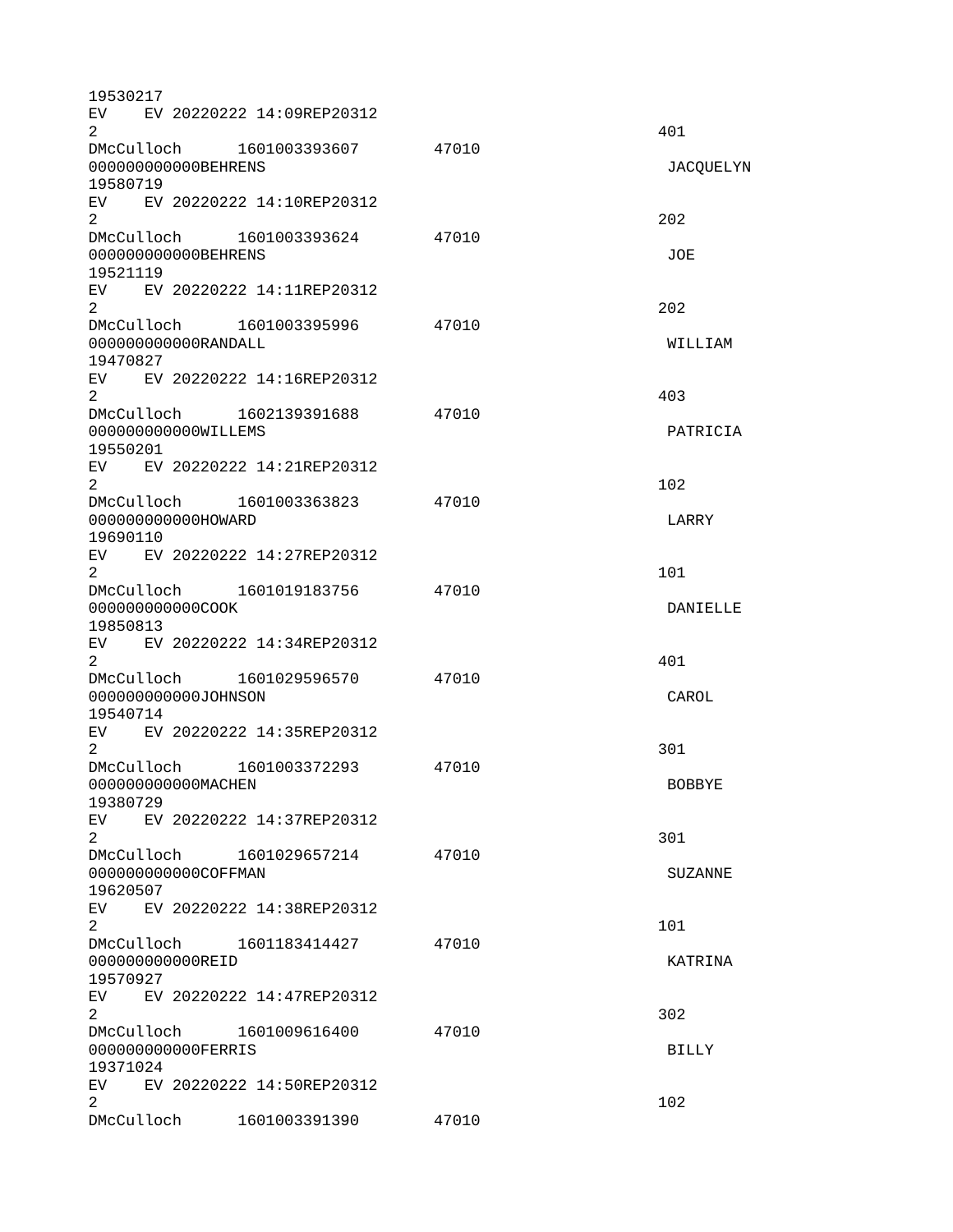```
19530217
EV    EV 20220222 14:09REP20312
2                                                              401
DMcCulloch      1601003393607       47010
000000000000BEHRENS                                             JACQUELYN
19580719
EV    EV 20220222 14:10REP20312
2                                                              202
DMcCulloch      1601003393624       47010
000000000000BEHRENS                                             JOE
19521119
EV    EV 20220222 14:11REP20312
2                                                              202
DMcCulloch      1601003395996       47010
000000000000RANDALL                                             WILLIAM
19470827
EV    EV 20220222 14:16REP20312
2                                                              403
DMcCulloch      1602139391688       47010
000000000000WILLEMS                                             PATRICIA
19550201
EV    EV 20220222 14:21REP20312
2                                                              102
DMcCulloch      1601003363823       47010
000000000000HOWARD                                              LARRY
19690110
EV    EV 20220222 14:27REP20312
2                                                              101
DMcCulloch      1601019183756       47010
000000000000COOK                                                DANIELLE
19850813
EV    EV 20220222 14:34REP20312
2                                                              401
DMcCulloch      1601029596570       47010
000000000000JOHNSON                                             CAROL
19540714
EV    EV 20220222 14:35REP20312
2                                                              301
DMcCulloch      1601003372293       47010
000000000000MACHEN                                              BOBBYE
19380729
EV    EV 20220222 14:37REP20312
2                                                              301
DMcCulloch      1601029657214       47010
000000000000COFFMAN                                             SUZANNE
19620507
EV    EV 20220222 14:38REP20312
2                                                              101
DMcCulloch      1601183414427       47010
000000000000REID                                                KATRINA
19570927
EV    EV 20220222 14:47REP20312
2                                                              302
DMcCulloch      1601009616400       47010
000000000000FERRIS                                              BILLY
19371024
EV    EV 20220222 14:50REP20312
2                                                              102
DMcCulloch      1601003391390       47010
```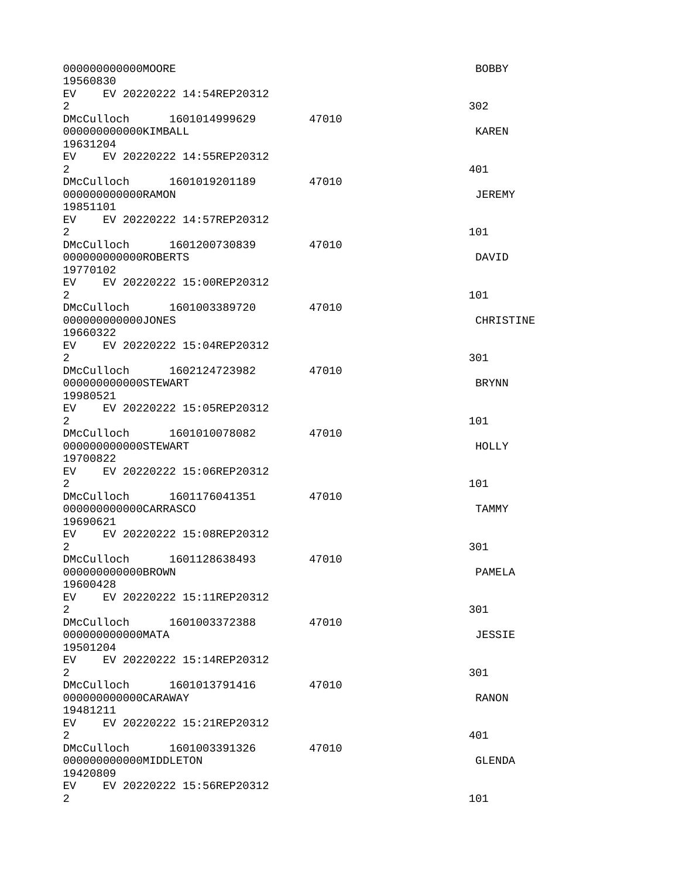```
000000000000MOORE                                                    BOBBY
19560830
EV    EV 20220222 14:54REP20312
2                                                                   302
DMcCulloch      1601014999629       47010
000000000000KIMBALL                                                  KAREN
19631204
EV    EV 20220222 14:55REP20312
2                                                                   401
DMcCulloch      1601019201189       47010
000000000000RAMON                                                    JEREMY
19851101
EV    EV 20220222 14:57REP20312
2                                                                   101
DMcCulloch      1601200730839       47010
000000000000ROBERTS                                                  DAVID
19770102
EV    EV 20220222 15:00REP20312
2                                                                   101
DMcCulloch      1601003389720       47010
000000000000JONES                                                    CHRISTINE
19660322
EV    EV 20220222 15:04REP20312
2                                                                   301
DMcCulloch      1602124723982       47010
000000000000STEWART                                                  BRYNN
19980521
EV    EV 20220222 15:05REP20312
2                                                                   101
DMcCulloch      1601010078082       47010
000000000000STEWART                                                  HOLLY
19700822
EV    EV 20220222 15:06REP20312
2                                                                   101
DMcCulloch      1601176041351       47010
000000000000CARRASCO                                                 TAMMY
19690621
EV    EV 20220222 15:08REP20312
2                                                                   301
DMcCulloch      1601128638493       47010
000000000000BROWN                                                    PAMELA
19600428
EV    EV 20220222 15:11REP20312
2                                                                   301
DMcCulloch      1601003372388       47010
000000000000MATA                                                     JESSIE
19501204
EV    EV 20220222 15:14REP20312
2                                                                   301
DMcCulloch      1601013791416       47010
000000000000CARAWAY                                                  RANON
19481211
EV    EV 20220222 15:21REP20312
2                                                                   401
DMcCulloch      1601003391326       47010
000000000000MIDDLETON                                                GLENDA
19420809
EV    EV 20220222 15:56REP20312
2                                                                   101
```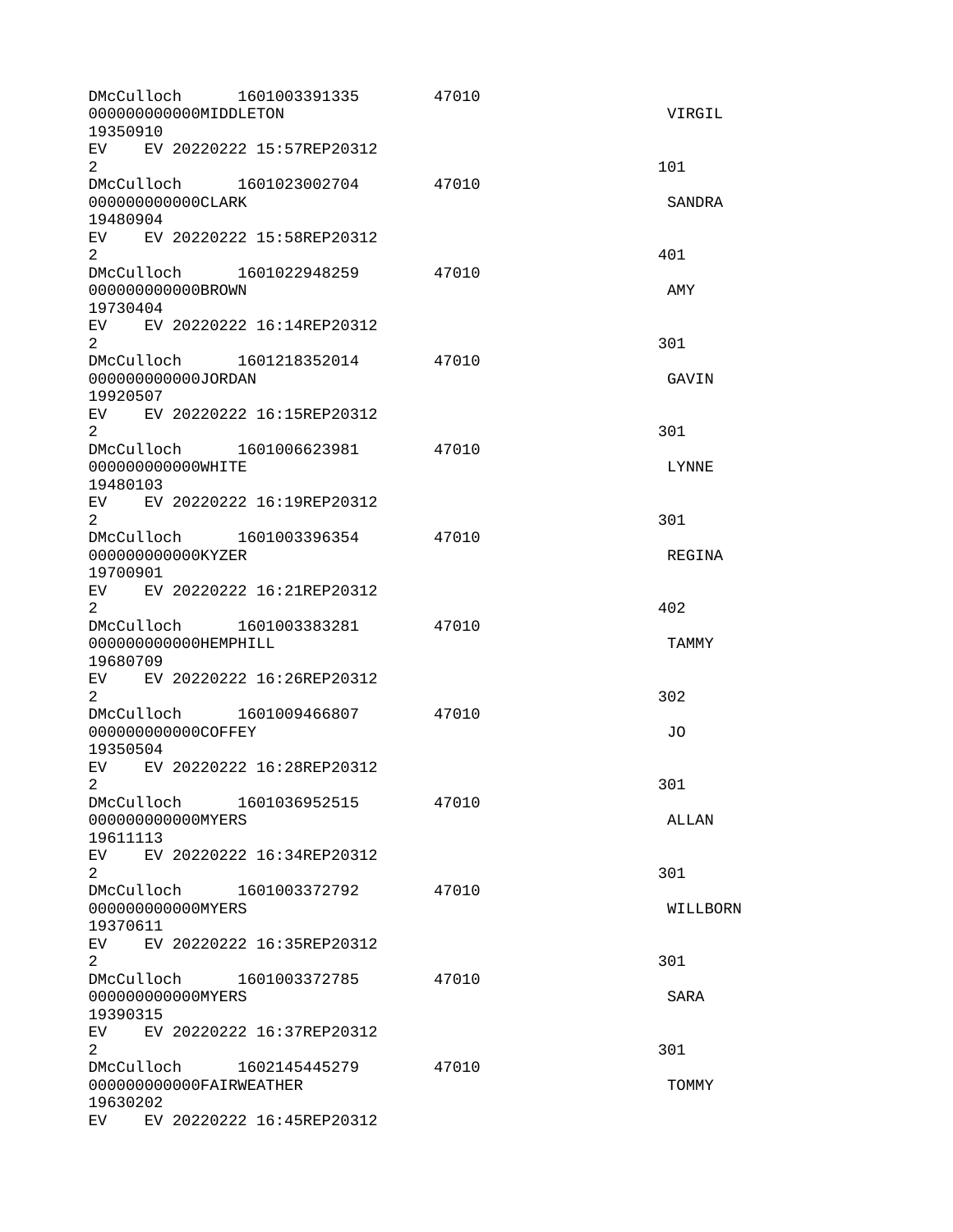```
DMcCulloch      1601003391335       47010
000000000000MIDDLETON                                                   VIRGIL
19350910
EV    EV 20220222 15:57REP20312
2                                                                      101
DMcCulloch      1601023002704       47010
000000000000CLARK                                                       SANDRA
19480904
EV    EV 20220222 15:58REP20312
2                                                                      401
DMcCulloch      1601022948259       47010
000000000000BROWN                                                       AMY
19730404
EV    EV 20220222 16:14REP20312
2                                                                      301
DMcCulloch      1601218352014       47010
000000000000JORDAN                                                      GAVIN
19920507
EV    EV 20220222 16:15REP20312
2                                                                      301
DMcCulloch      1601006623981       47010
000000000000WHITE                                                       LYNNE
19480103
EV    EV 20220222 16:19REP20312
2                                                                      301
DMcCulloch      1601003396354       47010
000000000000KYZER                                                       REGINA
19700901
EV    EV 20220222 16:21REP20312
2                                                                      402
DMcCulloch      1601003383281       47010
000000000000HEMPHILL                                                    TAMMY
19680709
EV    EV 20220222 16:26REP20312
2                                                                      302
DMcCulloch      1601009466807       47010
000000000000COFFEY                                                      JO
19350504
EV    EV 20220222 16:28REP20312
2                                                                      301
DMcCulloch      1601036952515       47010
000000000000MYERS                                                       ALLAN
19611113
EV    EV 20220222 16:34REP20312
2                                                                      301
DMcCulloch      1601003372792       47010
000000000000MYERS                                                       WILLBORN
19370611
EV    EV 20220222 16:35REP20312
2                                                                      301
DMcCulloch      1601003372785       47010
000000000000MYERS                                                       SARA
19390315
EV    EV 20220222 16:37REP20312
2                                                                      301
DMcCulloch      1602145445279       47010
000000000000FAIRWEATHER                                                 TOMMY
19630202
EV    EV 20220222 16:45REP20312
```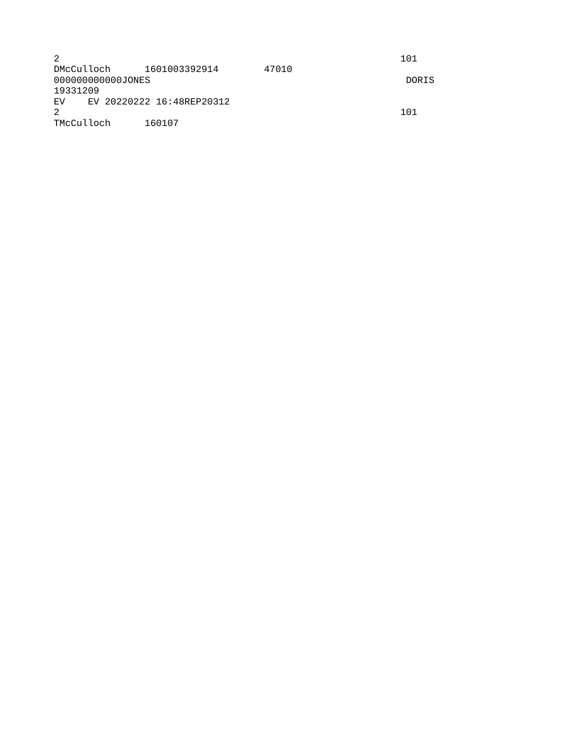```
2                                                           101
DMcCulloch      1601003392914        47010
000000000000JONES                                            DORIS
19331209
EV    EV 20220222 16:48REP20312
2                                                           101
TMcCulloch      160107
```